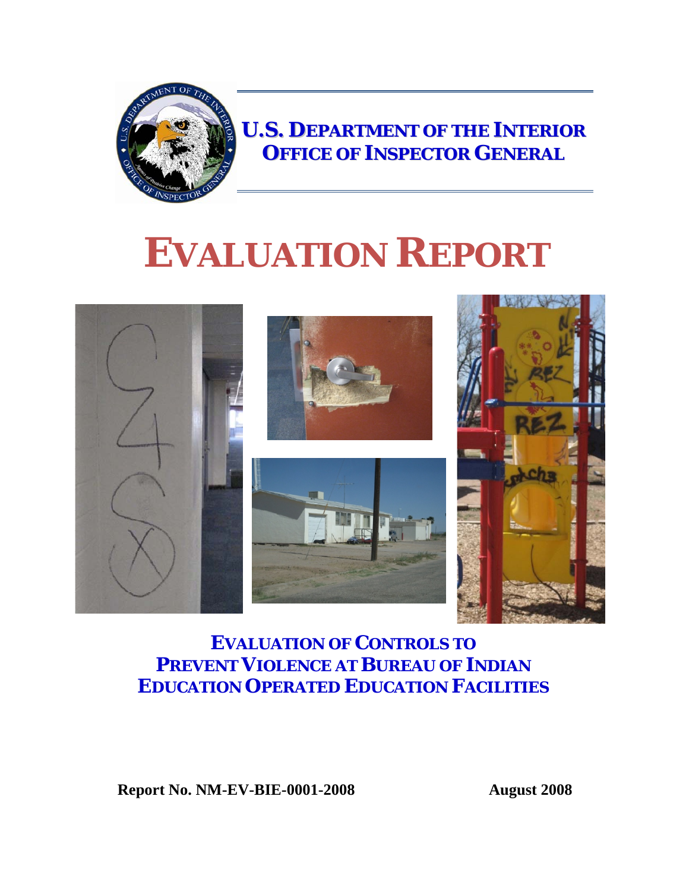**U.S. DEPARTMENT OF THE INTERIOR**
**OFFICE OF INSPECTOR GENERAL**

# EVALUATION REPORT

## EVALUATION OF CONTROLS TO PREVENT VIOLENCE AT BUREAU OF INDIAN EDUCATION OPERATED EDUCATION FACILITIES

**Report No. NM-EV-BIE-0001-2008** **August 2008**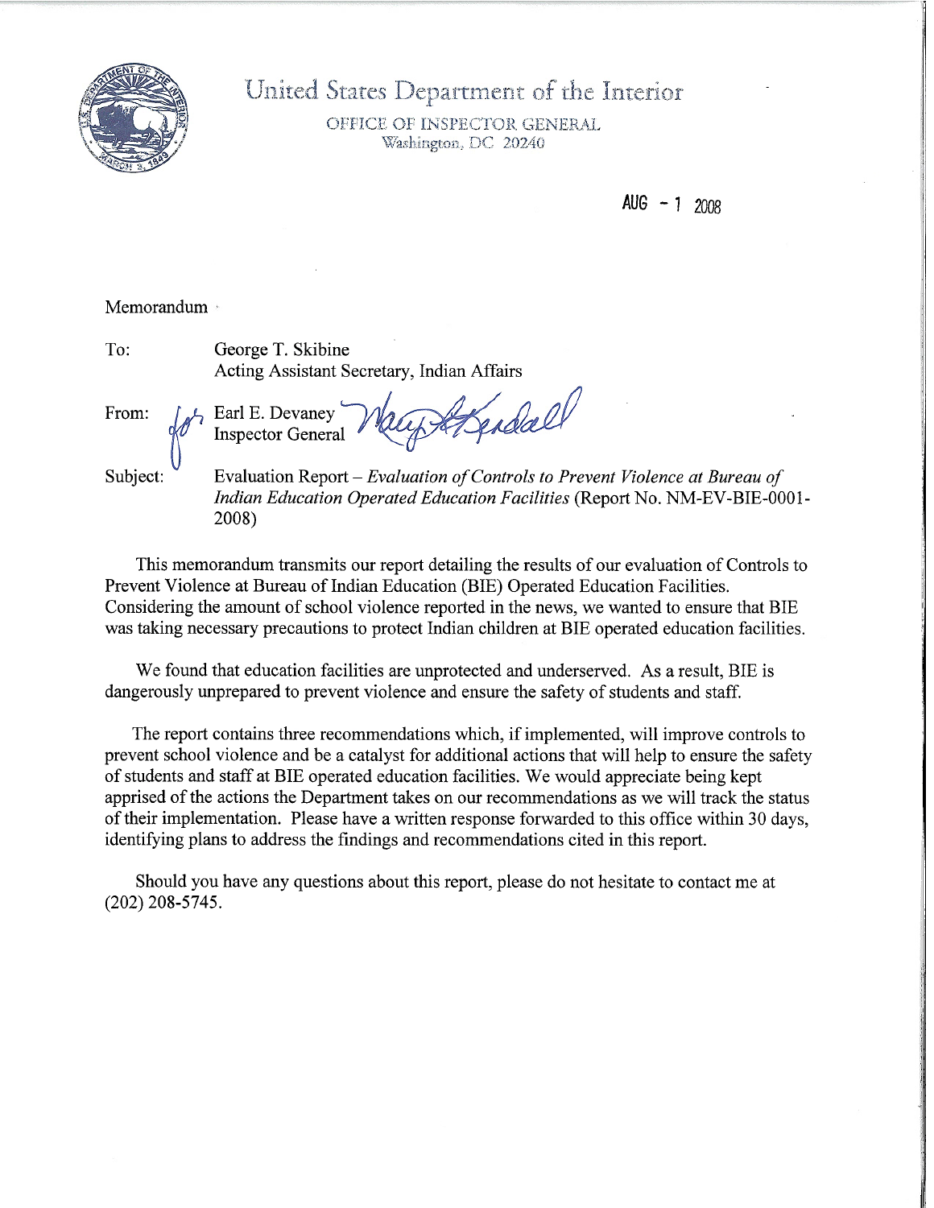# United States Department of the Interior

OFFICE OF INSPECTOR GENERAL
Washington, DC 20240

AUG - 1 2008

Memorandum

To: George T. Skibine
Acting Assistant Secretary, Indian Affairs

From: for Earl E. Devaney
Inspector General

Subject: Evaluation Report – *Evaluation of Controls to Prevent Violence at Bureau of Indian Education Operated Education Facilities* (Report No. NM-EV-BIE-0001-2008)

This memorandum transmits our report detailing the results of our evaluation of Controls to Prevent Violence at Bureau of Indian Education (BIE) Operated Education Facilities. Considering the amount of school violence reported in the news, we wanted to ensure that BIE was taking necessary precautions to protect Indian children at BIE operated education facilities.

We found that education facilities are unprotected and underserved. As a result, BIE is dangerously unprepared to prevent violence and ensure the safety of students and staff.

The report contains three recommendations which, if implemented, will improve controls to prevent school violence and be a catalyst for additional actions that will help to ensure the safety of students and staff at BIE operated education facilities. We would appreciate being kept apprised of the actions the Department takes on our recommendations as we will track the status of their implementation. Please have a written response forwarded to this office within 30 days, identifying plans to address the findings and recommendations cited in this report.

Should you have any questions about this report, please do not hesitate to contact me at (202) 208-5745.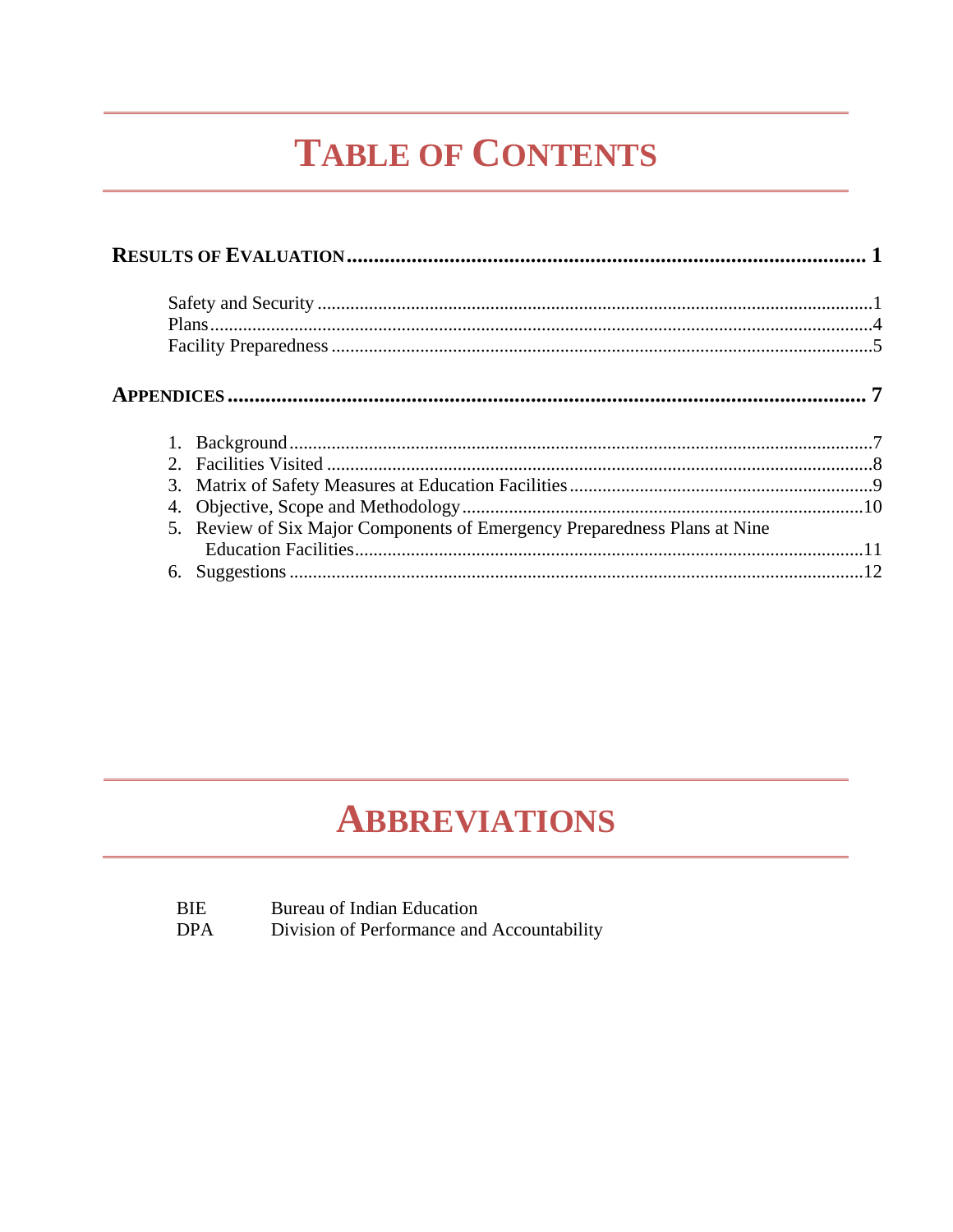# TABLE OF CONTENTS

**RESULTS OF EVALUATION** .......... **1**

- Safety and Security .......... 1
- Plans .......... 4
- Facility Preparedness .......... 5

**APPENDICES** .......... **7**

1. Background .......... 7
2. Facilities Visited .......... 8
3. Matrix of Safety Measures at Education Facilities .......... 9
4. Objective, Scope and Methodology .......... 10
5. Review of Six Major Components of Emergency Preparedness Plans at Nine Education Facilities .......... 11
6. Suggestions .......... 12

# ABBREVIATIONS

| | |
|---|---|
| BIE | Bureau of Indian Education |
| DPA | Division of Performance and Accountability |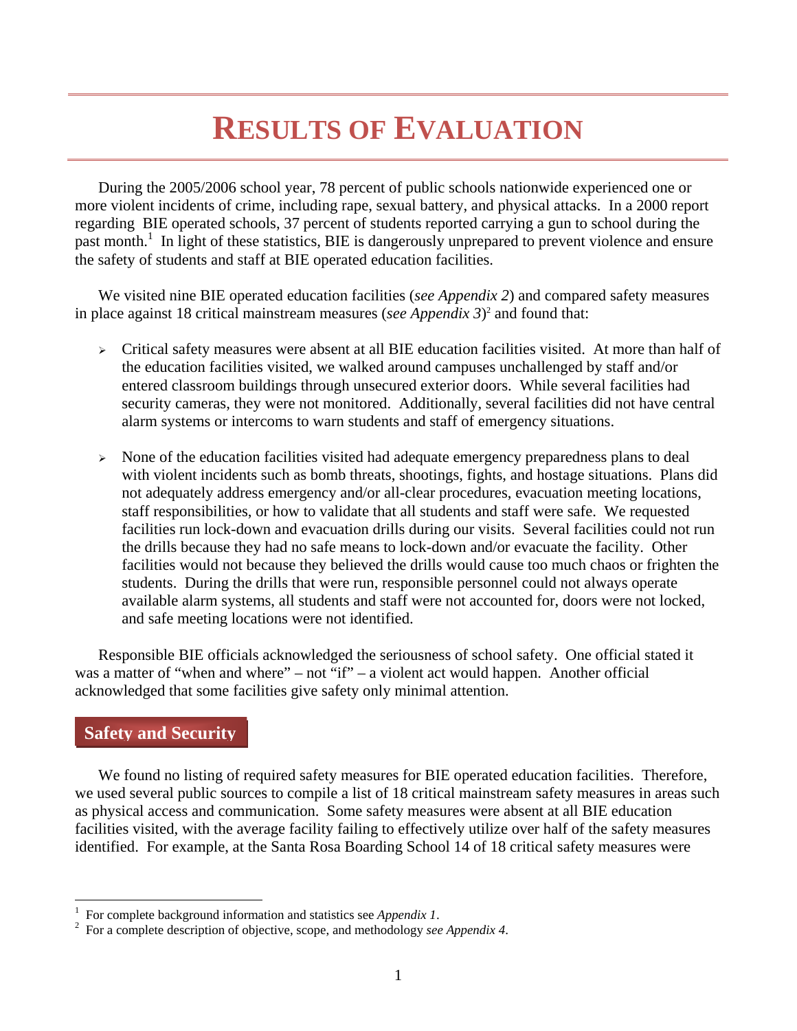# RESULTS OF EVALUATION

During the 2005/2006 school year, 78 percent of public schools nationwide experienced one or more violent incidents of crime, including rape, sexual battery, and physical attacks. In a 2000 report regarding BIE operated schools, 37 percent of students reported carrying a gun to school during the past month.[1] In light of these statistics, BIE is dangerously unprepared to prevent violence and ensure the safety of students and staff at BIE operated education facilities.

We visited nine BIE operated education facilities (*see Appendix 2*) and compared safety measures in place against 18 critical mainstream measures (*see Appendix 3*)[2] and found that:

- Critical safety measures were absent at all BIE education facilities visited. At more than half of the education facilities visited, we walked around campuses unchallenged by staff and/or entered classroom buildings through unsecured exterior doors. While several facilities had security cameras, they were not monitored. Additionally, several facilities did not have central alarm systems or intercoms to warn students and staff of emergency situations.
- None of the education facilities visited had adequate emergency preparedness plans to deal with violent incidents such as bomb threats, shootings, fights, and hostage situations. Plans did not adequately address emergency and/or all-clear procedures, evacuation meeting locations, staff responsibilities, or how to validate that all students and staff were safe. We requested facilities run lock-down and evacuation drills during our visits. Several facilities could not run the drills because they had no safe means to lock-down and/or evacuate the facility. Other facilities would not because they believed the drills would cause too much chaos or frighten the students. During the drills that were run, responsible personnel could not always operate available alarm systems, all students and staff were not accounted for, doors were not locked, and safe meeting locations were not identified.

Responsible BIE officials acknowledged the seriousness of school safety. One official stated it was a matter of "when and where" – not "if" – a violent act would happen. Another official acknowledged that some facilities give safety only minimal attention.

## Safety and Security

We found no listing of required safety measures for BIE operated education facilities. Therefore, we used several public sources to compile a list of 18 critical mainstream safety measures in areas such as physical access and communication. Some safety measures were absent at all BIE education facilities visited, with the average facility failing to effectively utilize over half of the safety measures identified. For example, at the Santa Rosa Boarding School 14 of 18 critical safety measures were

---

[1] For complete background information and statistics see *Appendix 1*.

[2] For a complete description of objective, scope, and methodology *see Appendix 4*.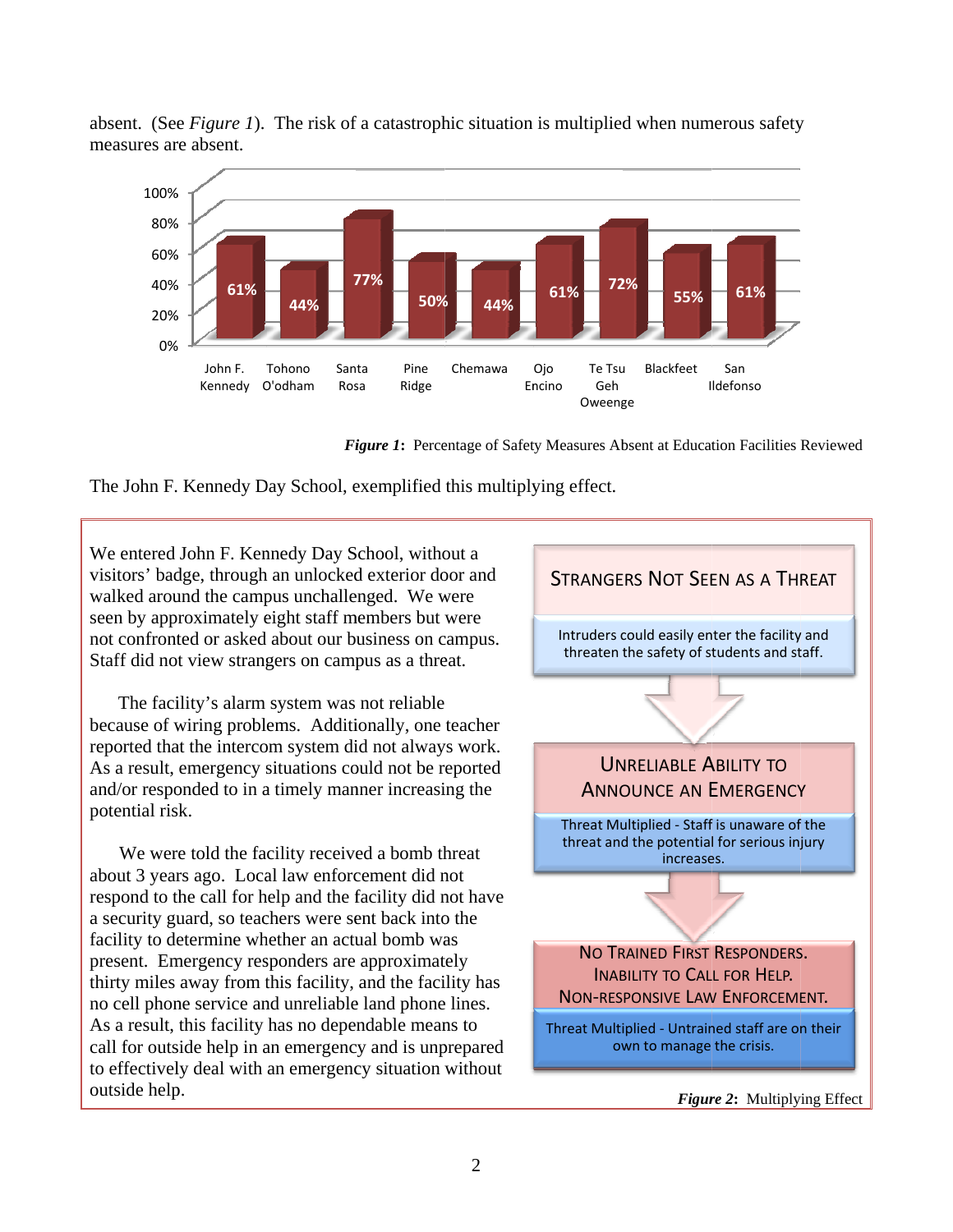absent. (See *Figure 1*). The risk of a catastrophic situation is multiplied when numerous safety measures are absent.

| Facility | Percentage of Safety Measures Absent |
|---|---|
| John F. Kennedy | 61% |
| Tohono O'odham | 44% |
| Santa Rosa | 77% |
| Pine Ridge | 50% |
| Chemawa | 44% |
| Ojo Encino | 61% |
| Te Tsu Geh Oweenge | 72% |
| Blackfeet | 55% |
| San Ildefonso | 61% |

***Figure 1*:** Percentage of Safety Measures Absent at Education Facilities Reviewed

The John F. Kennedy Day School, exemplified this multiplying effect.

We entered John F. Kennedy Day School, without a visitors' badge, through an unlocked exterior door and walked around the campus unchallenged. We were seen by approximately eight staff members but were not confronted or asked about our business on campus. Staff did not view strangers on campus as a threat.

The facility's alarm system was not reliable because of wiring problems. Additionally, one teacher reported that the intercom system did not always work. As a result, emergency situations could not be reported and/or responded to in a timely manner increasing the potential risk.

We were told the facility received a bomb threat about 3 years ago. Local law enforcement did not respond to the call for help and the facility did not have a security guard, so teachers were sent back into the facility to determine whether an actual bomb was present. Emergency responders are approximately thirty miles away from this facility, and the facility has no cell phone service and unreliable land phone lines. As a result, this facility has no dependable means to call for outside help in an emergency and is unprepared to effectively deal with an emergency situation without outside help.

**Strangers Not Seen as a Threat**

Intruders could easily enter the facility and threaten the safety of students and staff.

**Unreliable Ability to Announce an Emergency**

Threat Multiplied - Staff is unaware of the threat and the potential for serious injury increases.

**No Trained First Responders. Inability to Call for Help. Non-Responsive Law Enforcement.**

Threat Multiplied - Untrained staff are on their own to manage the crisis.

***Figure 2*:** Multiplying Effect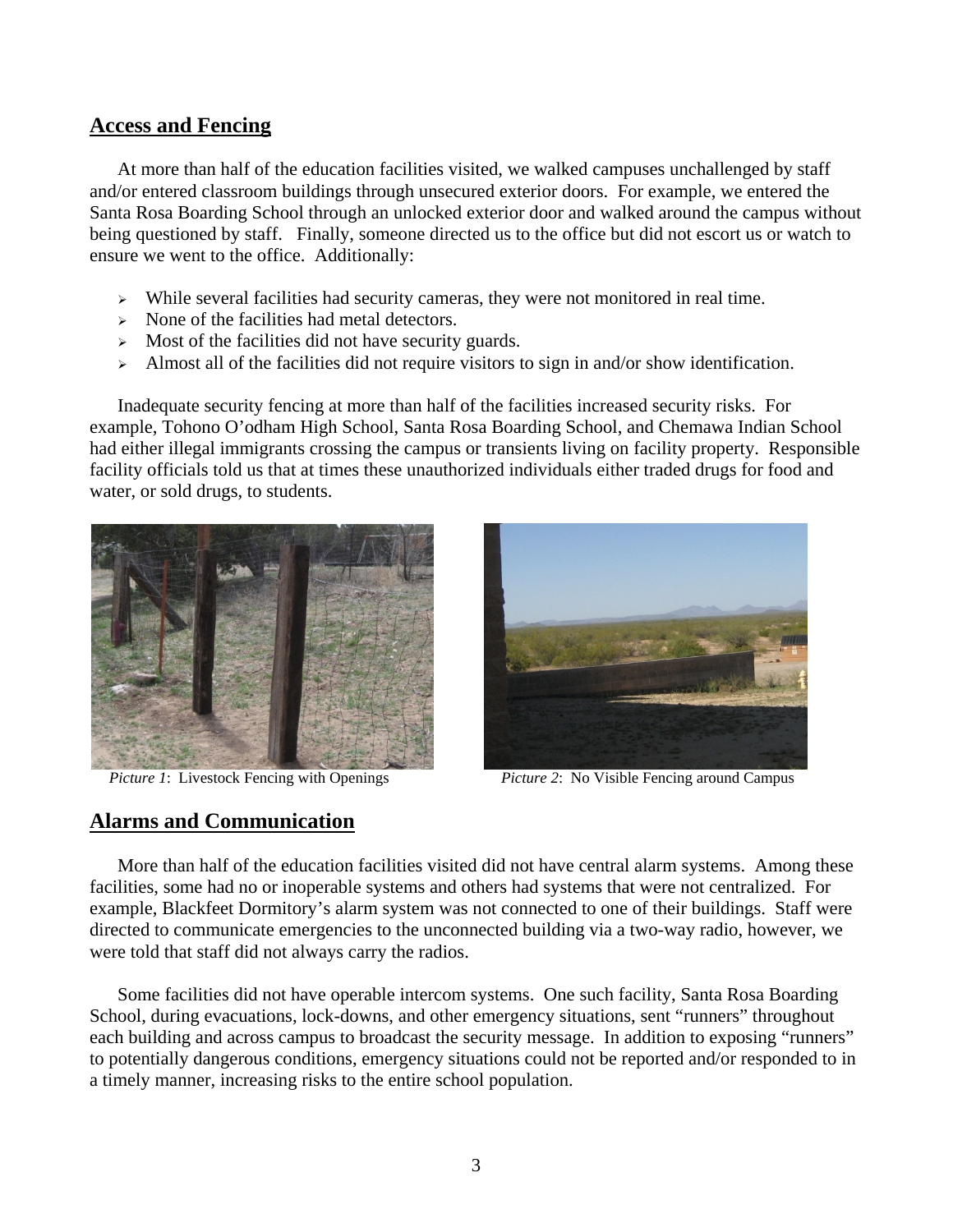## Access and Fencing

At more than half of the education facilities visited, we walked campuses unchallenged by staff and/or entered classroom buildings through unsecured exterior doors. For example, we entered the Santa Rosa Boarding School through an unlocked exterior door and walked around the campus without being questioned by staff. Finally, someone directed us to the office but did not escort us or watch to ensure we went to the office. Additionally:

- While several facilities had security cameras, they were not monitored in real time.
- None of the facilities had metal detectors.
- Most of the facilities did not have security guards.
- Almost all of the facilities did not require visitors to sign in and/or show identification.

Inadequate security fencing at more than half of the facilities increased security risks. For example, Tohono O'odham High School, Santa Rosa Boarding School, and Chemawa Indian School had either illegal immigrants crossing the campus or transients living on facility property. Responsible facility officials told us that at times these unauthorized individuals either traded drugs for food and water, or sold drugs, to students.

*Picture 1*: Livestock Fencing with Openings

*Picture 2*: No Visible Fencing around Campus

## Alarms and Communication

More than half of the education facilities visited did not have central alarm systems. Among these facilities, some had no or inoperable systems and others had systems that were not centralized. For example, Blackfeet Dormitory's alarm system was not connected to one of their buildings. Staff were directed to communicate emergencies to the unconnected building via a two-way radio, however, we were told that staff did not always carry the radios.

Some facilities did not have operable intercom systems. One such facility, Santa Rosa Boarding School, during evacuations, lock-downs, and other emergency situations, sent "runners" throughout each building and across campus to broadcast the security message. In addition to exposing "runners" to potentially dangerous conditions, emergency situations could not be reported and/or responded to in a timely manner, increasing risks to the entire school population.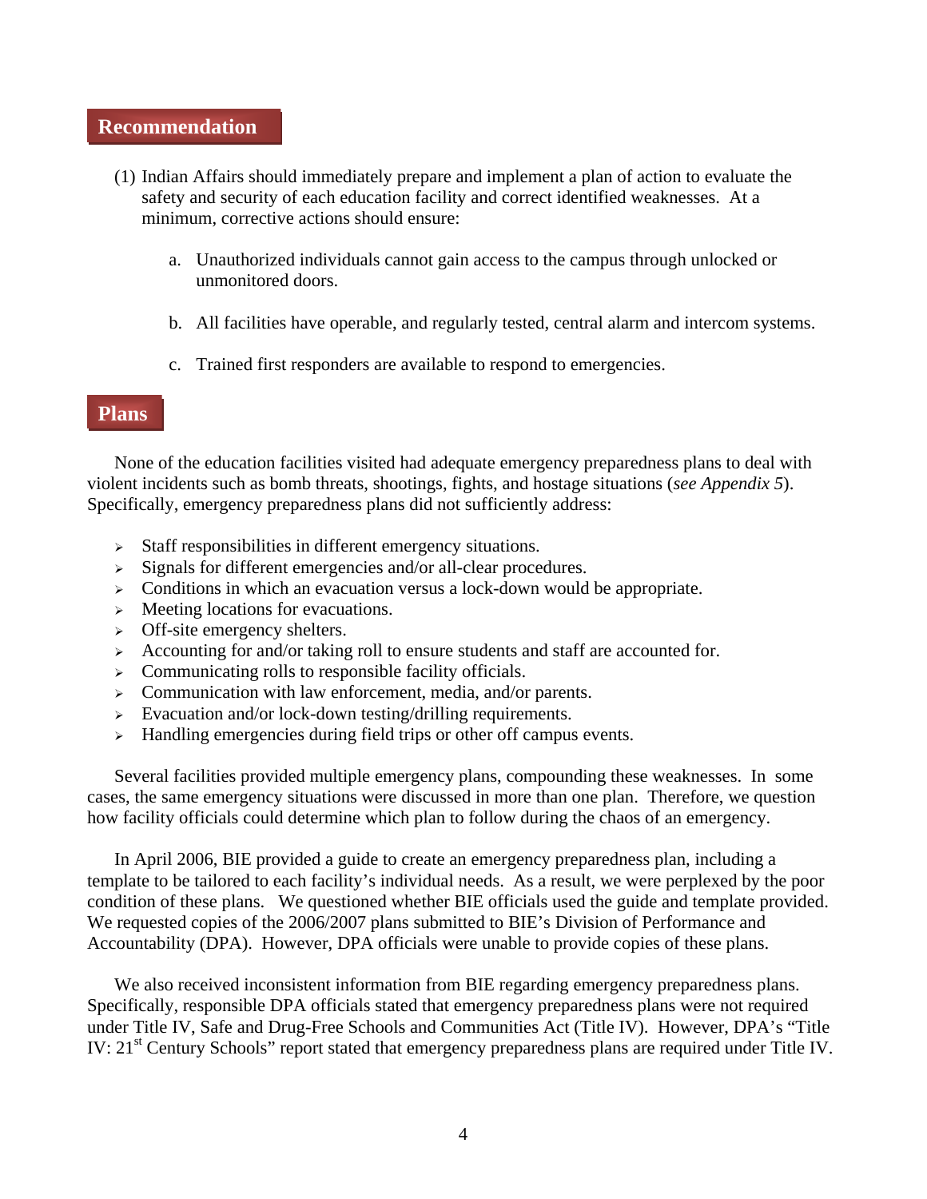## Recommendation

(1) Indian Affairs should immediately prepare and implement a plan of action to evaluate the safety and security of each education facility and correct identified weaknesses. At a minimum, corrective actions should ensure:

   a. Unauthorized individuals cannot gain access to the campus through unlocked or unmonitored doors.

   b. All facilities have operable, and regularly tested, central alarm and intercom systems.

   c. Trained first responders are available to respond to emergencies.

## Plans

None of the education facilities visited had adequate emergency preparedness plans to deal with violent incidents such as bomb threats, shootings, fights, and hostage situations (*see Appendix 5*). Specifically, emergency preparedness plans did not sufficiently address:

- Staff responsibilities in different emergency situations.
- Signals for different emergencies and/or all-clear procedures.
- Conditions in which an evacuation versus a lock-down would be appropriate.
- Meeting locations for evacuations.
- Off-site emergency shelters.
- Accounting for and/or taking roll to ensure students and staff are accounted for.
- Communicating rolls to responsible facility officials.
- Communication with law enforcement, media, and/or parents.
- Evacuation and/or lock-down testing/drilling requirements.
- Handling emergencies during field trips or other off campus events.

Several facilities provided multiple emergency plans, compounding these weaknesses. In some cases, the same emergency situations were discussed in more than one plan. Therefore, we question how facility officials could determine which plan to follow during the chaos of an emergency.

In April 2006, BIE provided a guide to create an emergency preparedness plan, including a template to be tailored to each facility's individual needs. As a result, we were perplexed by the poor condition of these plans. We questioned whether BIE officials used the guide and template provided. We requested copies of the 2006/2007 plans submitted to BIE's Division of Performance and Accountability (DPA). However, DPA officials were unable to provide copies of these plans.

We also received inconsistent information from BIE regarding emergency preparedness plans. Specifically, responsible DPA officials stated that emergency preparedness plans were not required under Title IV, Safe and Drug-Free Schools and Communities Act (Title IV). However, DPA's "Title IV: 21st Century Schools" report stated that emergency preparedness plans are required under Title IV.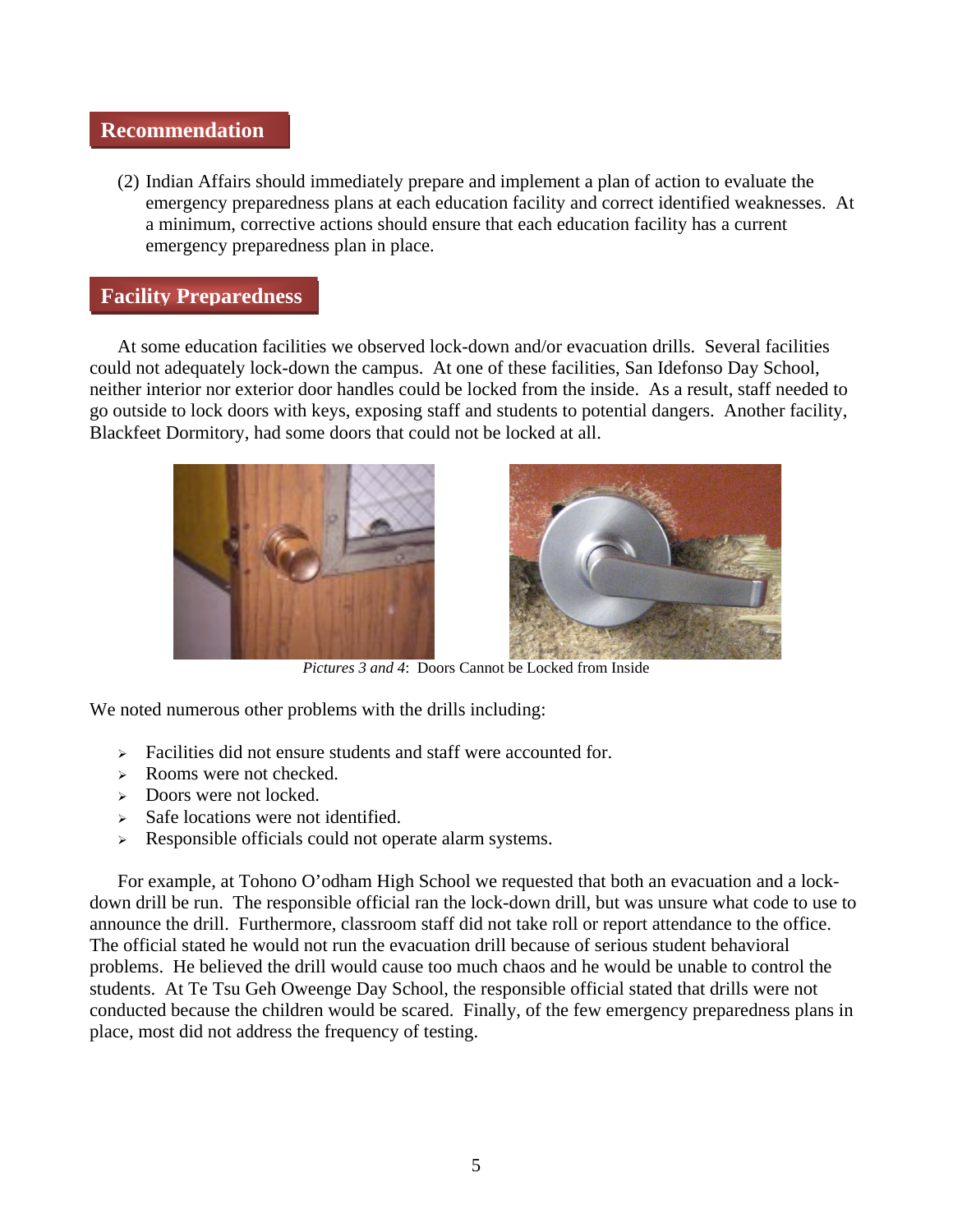## Recommendation

(2) Indian Affairs should immediately prepare and implement a plan of action to evaluate the emergency preparedness plans at each education facility and correct identified weaknesses. At a minimum, corrective actions should ensure that each education facility has a current emergency preparedness plan in place.

## Facility Preparedness

At some education facilities we observed lock-down and/or evacuation drills. Several facilities could not adequately lock-down the campus. At one of these facilities, San Idefonso Day School, neither interior nor exterior door handles could be locked from the inside. As a result, staff needed to go outside to lock doors with keys, exposing staff and students to potential dangers. Another facility, Blackfeet Dormitory, had some doors that could not be locked at all.

*Pictures 3 and 4*: Doors Cannot be Locked from Inside

We noted numerous other problems with the drills including:

- Facilities did not ensure students and staff were accounted for.
- Rooms were not checked.
- Doors were not locked.
- Safe locations were not identified.
- Responsible officials could not operate alarm systems.

For example, at Tohono O'odham High School we requested that both an evacuation and a lock-down drill be run. The responsible official ran the lock-down drill, but was unsure what code to use to announce the drill. Furthermore, classroom staff did not take roll or report attendance to the office. The official stated he would not run the evacuation drill because of serious student behavioral problems. He believed the drill would cause too much chaos and he would be unable to control the students. At Te Tsu Geh Oweenge Day School, the responsible official stated that drills were not conducted because the children would be scared. Finally, of the few emergency preparedness plans in place, most did not address the frequency of testing.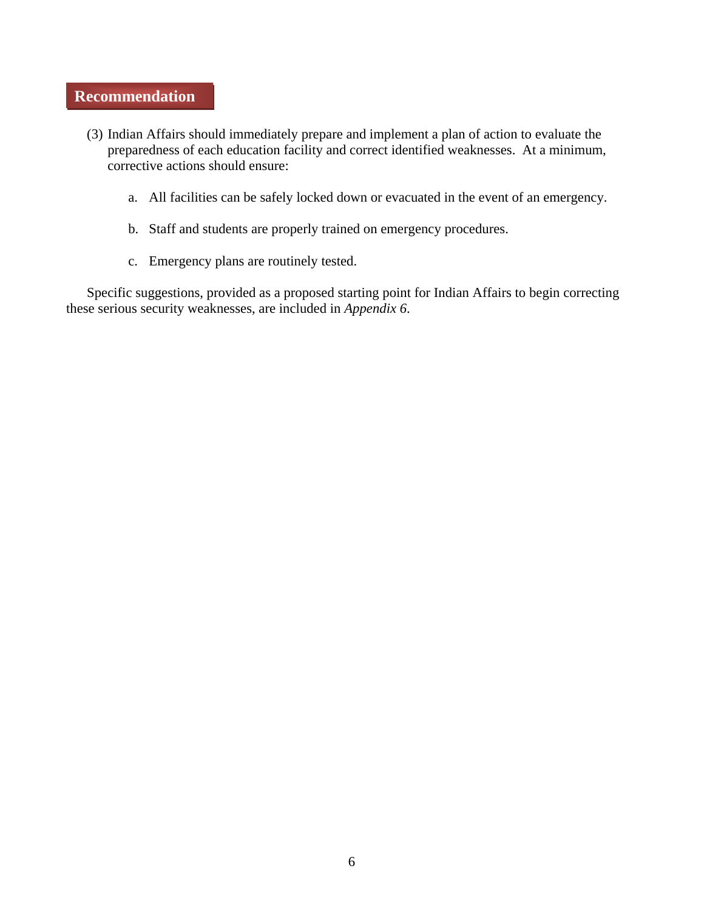## Recommendation

(3) Indian Affairs should immediately prepare and implement a plan of action to evaluate the preparedness of each education facility and correct identified weaknesses. At a minimum, corrective actions should ensure:

   a. All facilities can be safely locked down or evacuated in the event of an emergency.

   b. Staff and students are properly trained on emergency procedures.

   c. Emergency plans are routinely tested.

Specific suggestions, provided as a proposed starting point for Indian Affairs to begin correcting these serious security weaknesses, are included in *Appendix 6*.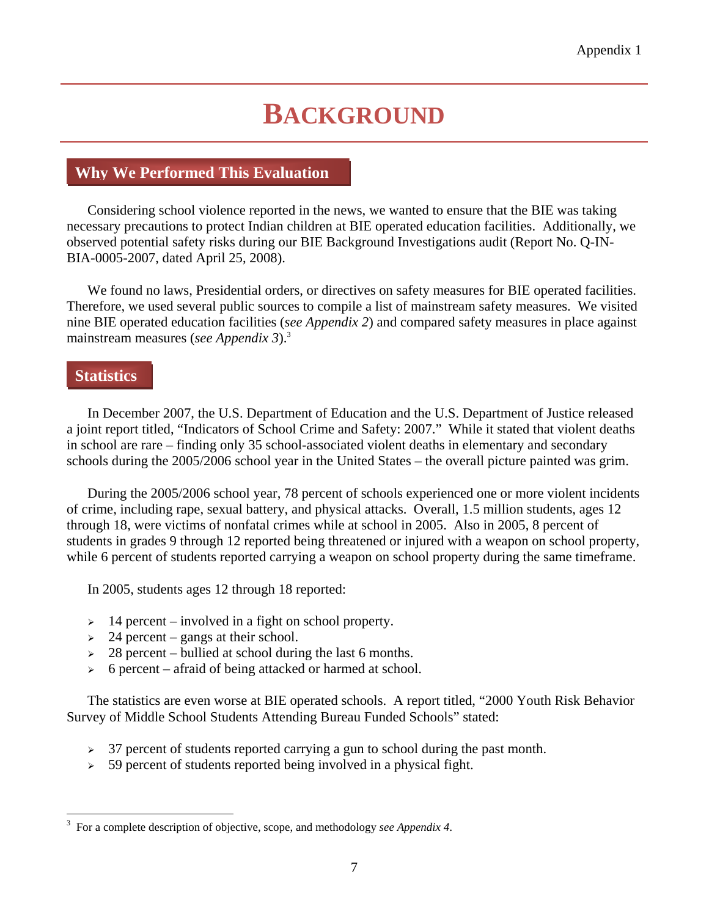Appendix 1

# BACKGROUND

## Why We Performed This Evaluation

Considering school violence reported in the news, we wanted to ensure that the BIE was taking necessary precautions to protect Indian children at BIE operated education facilities. Additionally, we observed potential safety risks during our BIE Background Investigations audit (Report No. Q-IN-BIA-0005-2007, dated April 25, 2008).

We found no laws, Presidential orders, or directives on safety measures for BIE operated facilities. Therefore, we used several public sources to compile a list of mainstream safety measures. We visited nine BIE operated education facilities (*see Appendix 2*) and compared safety measures in place against mainstream measures (*see Appendix 3*).[3]

## Statistics

In December 2007, the U.S. Department of Education and the U.S. Department of Justice released a joint report titled, "Indicators of School Crime and Safety: 2007." While it stated that violent deaths in school are rare – finding only 35 school-associated violent deaths in elementary and secondary schools during the 2005/2006 school year in the United States – the overall picture painted was grim.

During the 2005/2006 school year, 78 percent of schools experienced one or more violent incidents of crime, including rape, sexual battery, and physical attacks. Overall, 1.5 million students, ages 12 through 18, were victims of nonfatal crimes while at school in 2005. Also in 2005, 8 percent of students in grades 9 through 12 reported being threatened or injured with a weapon on school property, while 6 percent of students reported carrying a weapon on school property during the same timeframe.

In 2005, students ages 12 through 18 reported:

- 14 percent – involved in a fight on school property.
- 24 percent – gangs at their school.
- 28 percent – bullied at school during the last 6 months.
- 6 percent – afraid of being attacked or harmed at school.

The statistics are even worse at BIE operated schools. A report titled, "2000 Youth Risk Behavior Survey of Middle School Students Attending Bureau Funded Schools" stated:

- 37 percent of students reported carrying a gun to school during the past month.
- 59 percent of students reported being involved in a physical fight.

---

[3] For a complete description of objective, scope, and methodology *see Appendix 4*.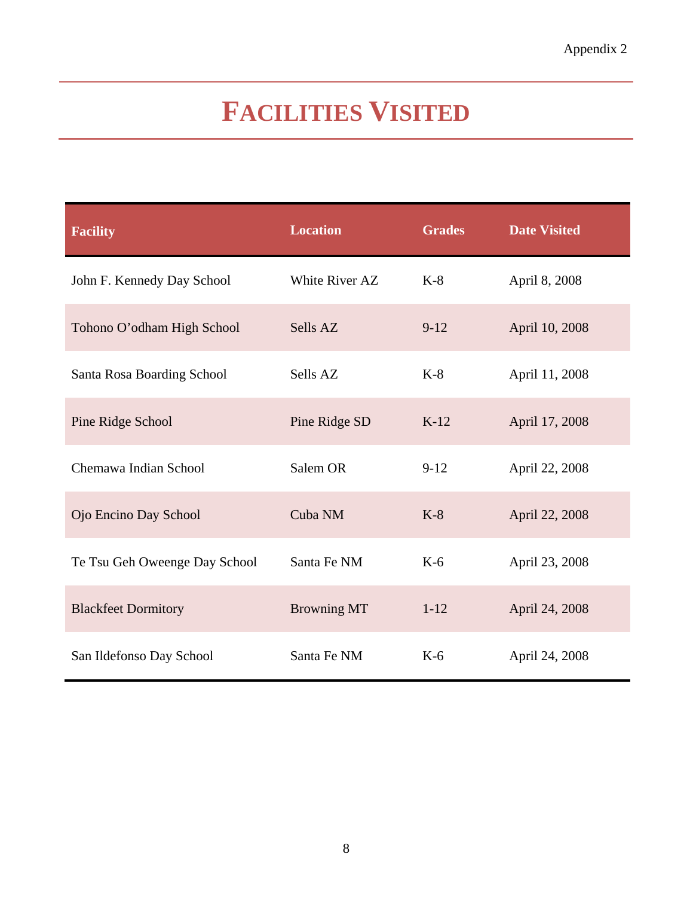Appendix 2

# FACILITIES VISITED

| Facility | Location | Grades | Date Visited |
|---|---|---|---|
| John F. Kennedy Day School | White River AZ | K-8 | April 8, 2008 |
| Tohono O'odham High School | Sells AZ | 9-12 | April 10, 2008 |
| Santa Rosa Boarding School | Sells AZ | K-8 | April 11, 2008 |
| Pine Ridge School | Pine Ridge SD | K-12 | April 17, 2008 |
| Chemawa Indian School | Salem OR | 9-12 | April 22, 2008 |
| Ojo Encino Day School | Cuba NM | K-8 | April 22, 2008 |
| Te Tsu Geh Oweenge Day School | Santa Fe NM | K-6 | April 23, 2008 |
| Blackfeet Dormitory | Browning MT | 1-12 | April 24, 2008 |
| San Ildefonso Day School | Santa Fe NM | K-6 | April 24, 2008 |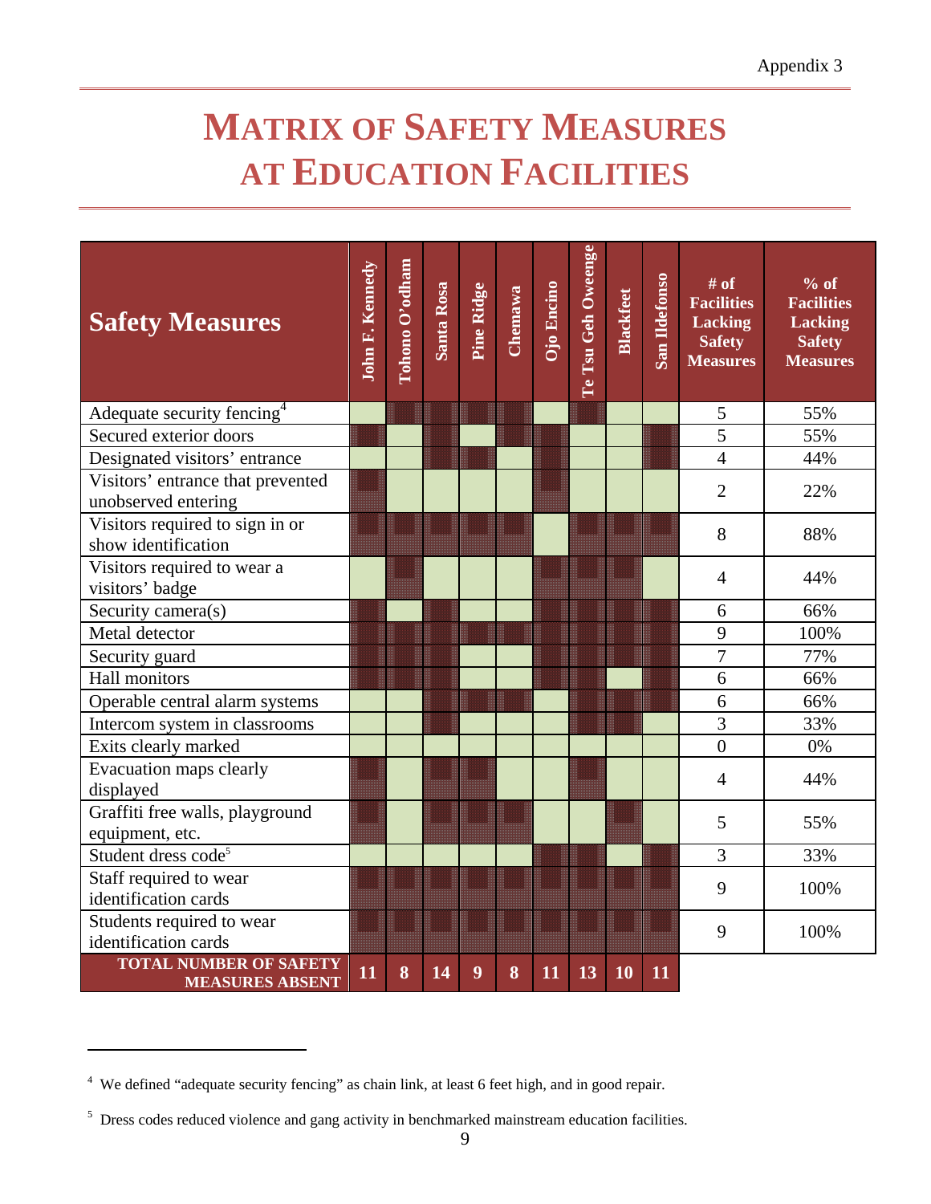# MATRIX OF SAFETY MEASURES AT EDUCATION FACILITIES

| Safety Measures | John F. Kennedy | Tohono O'odham | Santa Rosa | Pine Ridge | Chemawa | Ojo Encino | Te Tsu Geh Oweenge | Blackfeet | San Ildefonso | # of Facilities Lacking Safety Measures | % of Facilities Lacking Safety Measures |
|---|---|---|---|---|---|---|---|---|---|---|---|
| Adequate security fencing[4] | | X | X | X | X | | X | | | 5 | 55% |
| Secured exterior doors | X | | X | | X | X | | | X | 5 | 55% |
| Designated visitors' entrance | | | X | X | | X | | | X | 4 | 44% |
| Visitors' entrance that prevented unobserved entering | X | | | | | X | | | | 2 | 22% |
| Visitors required to sign in or show identification | X | X | X | X | X | | X | X | X | 8 | 88% |
| Visitors required to wear a visitors' badge | | X | | | | X | X | X | | 4 | 44% |
| Security camera(s) | X | | X | | | X | X | X | X | 6 | 66% |
| Metal detector | X | X | X | X | X | X | X | X | X | 9 | 100% |
| Security guard | X | X | X | | | X | X | X | X | 7 | 77% |
| Hall monitors | X | X | X | | | X | X | | X | 6 | 66% |
| Operable central alarm systems | | | X | X | X | | X | X | X | 6 | 66% |
| Intercom system in classrooms | | | X | | | | X | X | | 3 | 33% |
| Exits clearly marked | | | | | | | | | | 0 | 0% |
| Evacuation maps clearly displayed | X | | X | X | | | X | | | 4 | 44% |
| Graffiti free walls, playground equipment, etc. | X | | X | X | X | | | X | | 5 | 55% |
| Student dress code[5] | | | | | | X | X | | X | 3 | 33% |
| Staff required to wear identification cards | X | X | X | X | X | X | X | X | X | 9 | 100% |
| Students required to wear identification cards | X | X | X | X | X | X | X | X | X | 9 | 100% |
| **TOTAL NUMBER OF SAFETY MEASURES ABSENT** | **11** | **8** | **14** | **9** | **8** | **11** | **13** | **10** | **11** | | |

[4] We defined "adequate security fencing" as chain link, at least 6 feet high, and in good repair.

[5] Dress codes reduced violence and gang activity in benchmarked mainstream education facilities.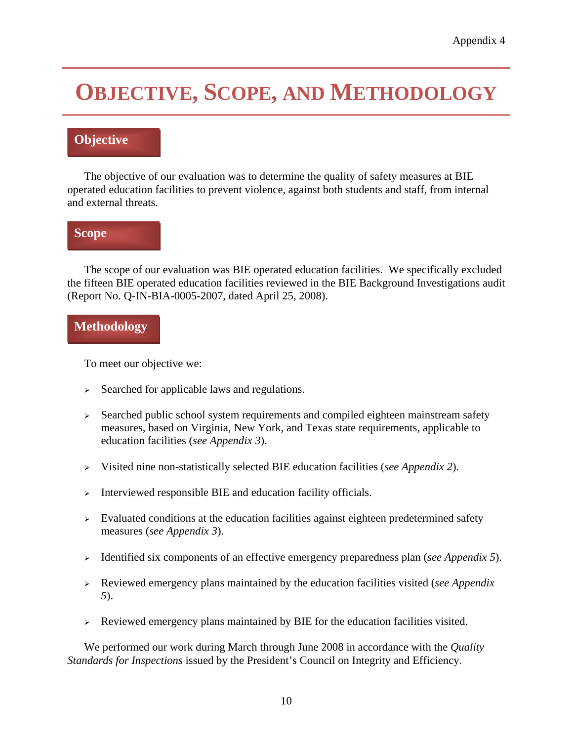Appendix 4

# Objective, Scope, and Methodology

## Objective

The objective of our evaluation was to determine the quality of safety measures at BIE operated education facilities to prevent violence, against both students and staff, from internal and external threats.

## Scope

The scope of our evaluation was BIE operated education facilities. We specifically excluded the fifteen BIE operated education facilities reviewed in the BIE Background Investigations audit (Report No. Q-IN-BIA-0005-2007, dated April 25, 2008).

## Methodology

To meet our objective we:

- Searched for applicable laws and regulations.
- Searched public school system requirements and compiled eighteen mainstream safety measures, based on Virginia, New York, and Texas state requirements, applicable to education facilities (*see Appendix 3*).
- Visited nine non-statistically selected BIE education facilities (*see Appendix 2*).
- Interviewed responsible BIE and education facility officials.
- Evaluated conditions at the education facilities against eighteen predetermined safety measures (*see Appendix 3*).
- Identified six components of an effective emergency preparedness plan (*see Appendix 5*).
- Reviewed emergency plans maintained by the education facilities visited (*see Appendix 5*).
- Reviewed emergency plans maintained by BIE for the education facilities visited.

We performed our work during March through June 2008 in accordance with the *Quality Standards for Inspections* issued by the President's Council on Integrity and Efficiency.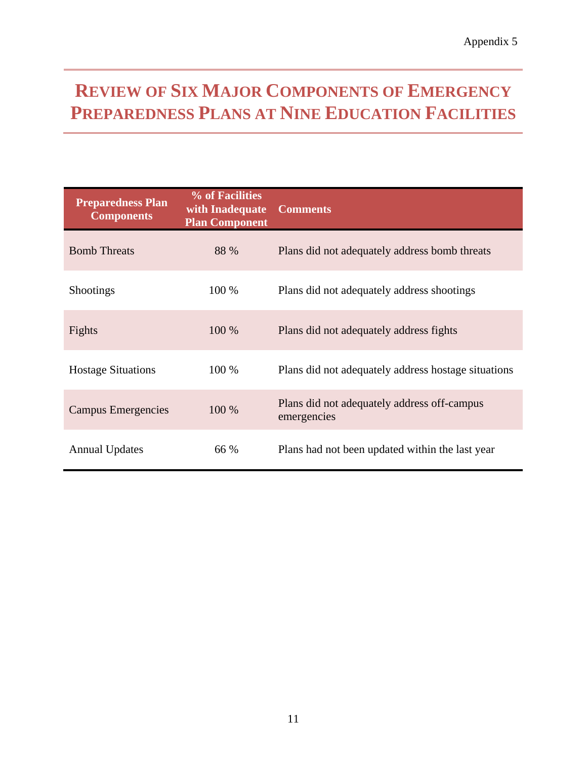Appendix 5

# Review of Six Major Components of Emergency Preparedness Plans at Nine Education Facilities

| Preparedness Plan Components | % of Facilities with Inadequate Plan Component | Comments |
|---|---|---|
| Bomb Threats | 88 % | Plans did not adequately address bomb threats |
| Shootings | 100 % | Plans did not adequately address shootings |
| Fights | 100 % | Plans did not adequately address fights |
| Hostage Situations | 100 % | Plans did not adequately address hostage situations |
| Campus Emergencies | 100 % | Plans did not adequately address off-campus emergencies |
| Annual Updates | 66 % | Plans had not been updated within the last year |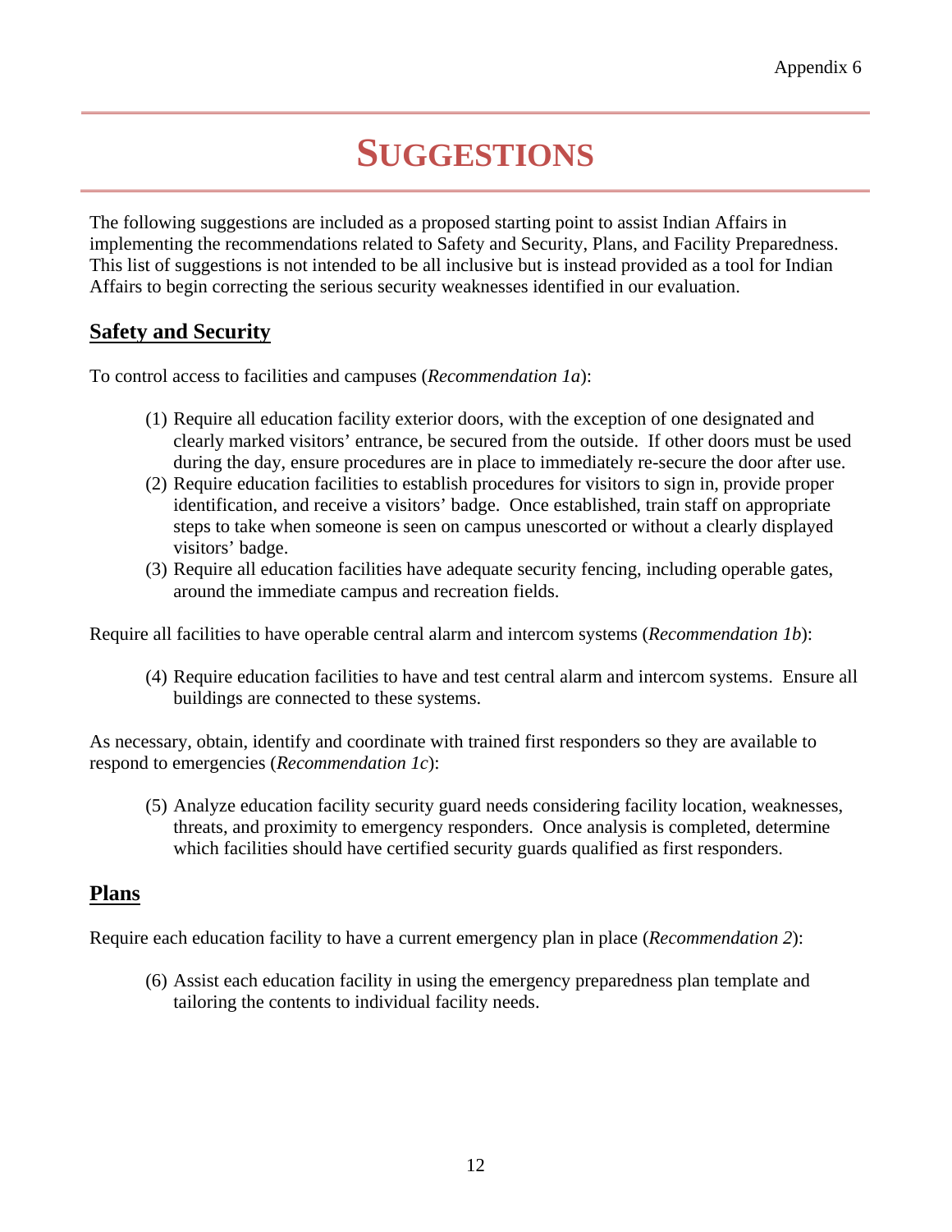Appendix 6

# SUGGESTIONS

The following suggestions are included as a proposed starting point to assist Indian Affairs in implementing the recommendations related to Safety and Security, Plans, and Facility Preparedness. This list of suggestions is not intended to be all inclusive but is instead provided as a tool for Indian Affairs to begin correcting the serious security weaknesses identified in our evaluation.

## Safety and Security

To control access to facilities and campuses (*Recommendation 1a*):

(1) Require all education facility exterior doors, with the exception of one designated and clearly marked visitors' entrance, be secured from the outside. If other doors must be used during the day, ensure procedures are in place to immediately re-secure the door after use.
(2) Require education facilities to establish procedures for visitors to sign in, provide proper identification, and receive a visitors' badge. Once established, train staff on appropriate steps to take when someone is seen on campus unescorted or without a clearly displayed visitors' badge.
(3) Require all education facilities have adequate security fencing, including operable gates, around the immediate campus and recreation fields.

Require all facilities to have operable central alarm and intercom systems (*Recommendation 1b*):

(4) Require education facilities to have and test central alarm and intercom systems. Ensure all buildings are connected to these systems.

As necessary, obtain, identify and coordinate with trained first responders so they are available to respond to emergencies (*Recommendation 1c*):

(5) Analyze education facility security guard needs considering facility location, weaknesses, threats, and proximity to emergency responders. Once analysis is completed, determine which facilities should have certified security guards qualified as first responders.

## Plans

Require each education facility to have a current emergency plan in place (*Recommendation 2*):

(6) Assist each education facility in using the emergency preparedness plan template and tailoring the contents to individual facility needs.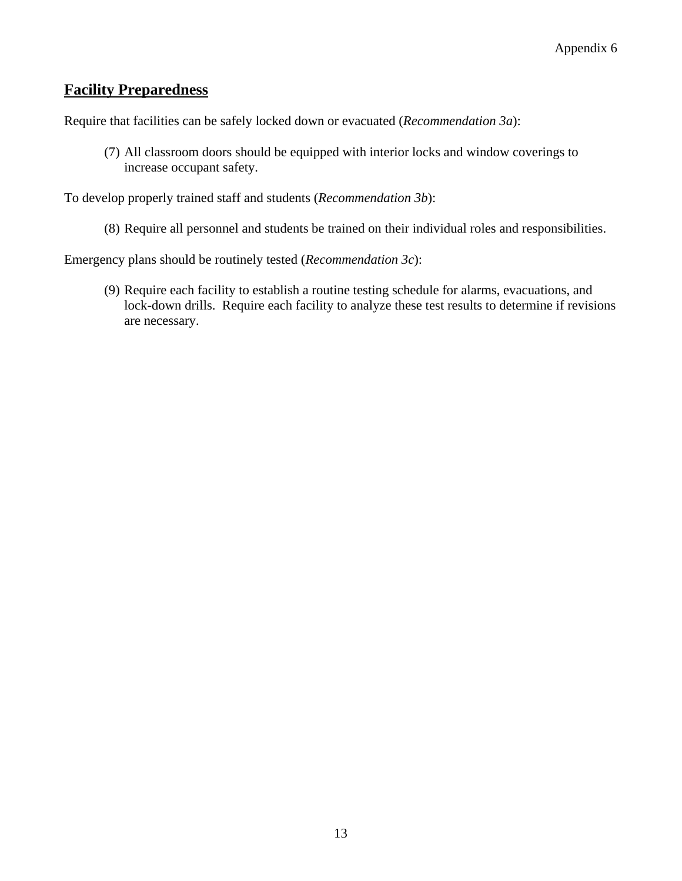Appendix 6

## Facility Preparedness

Require that facilities can be safely locked down or evacuated (*Recommendation 3a*):

(7) All classroom doors should be equipped with interior locks and window coverings to increase occupant safety.

To develop properly trained staff and students (*Recommendation 3b*):

(8) Require all personnel and students be trained on their individual roles and responsibilities.

Emergency plans should be routinely tested (*Recommendation 3c*):

(9) Require each facility to establish a routine testing schedule for alarms, evacuations, and lock-down drills. Require each facility to analyze these test results to determine if revisions are necessary.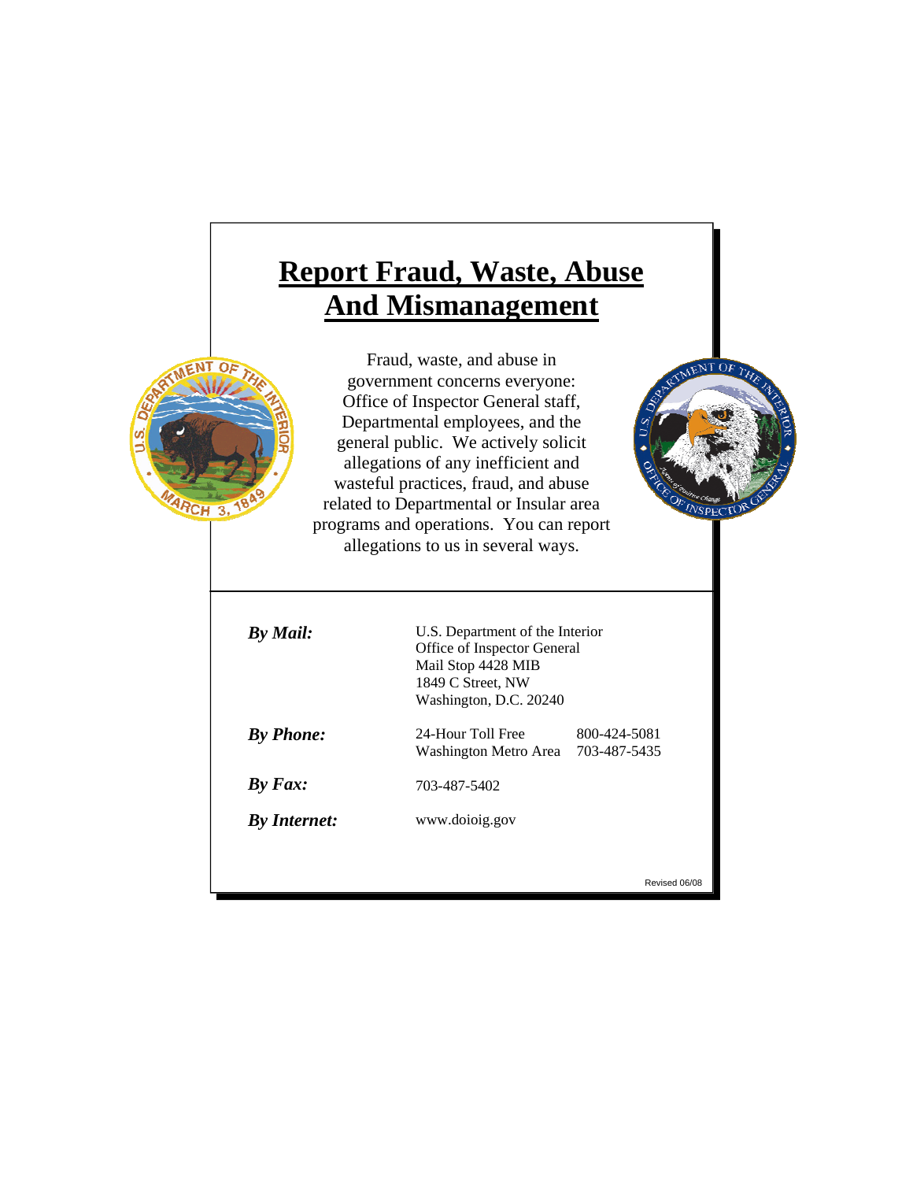# Report Fraud, Waste, Abuse And Mismanagement

Fraud, waste, and abuse in government concerns everyone: Office of Inspector General staff, Departmental employees, and the general public. We actively solicit allegations of any inefficient and wasteful practices, fraud, and abuse related to Departmental or Insular area programs and operations. You can report allegations to us in several ways.

***By Mail:***

U.S. Department of the Interior
Office of Inspector General
Mail Stop 4428 MIB
1849 C Street, NW
Washington, D.C. 20240

***By Phone:***

| | |
|---|---|
| 24-Hour Toll Free | 800-424-5081 |
| Washington Metro Area | 703-487-5435 |

***By Fax:*** 703-487-5402

***By Internet:*** www.doioig.gov

Revised 06/08